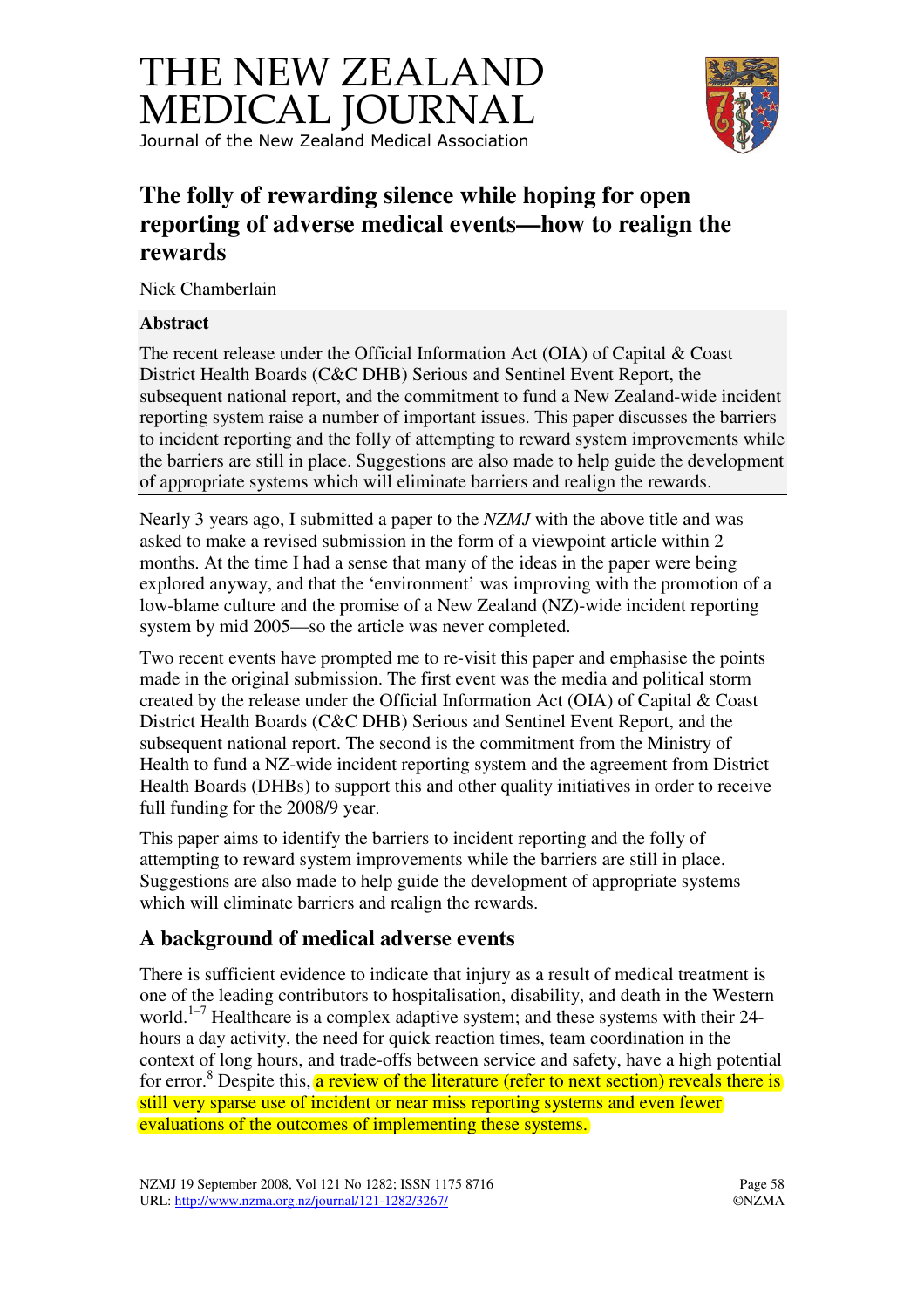# THE NEW ZEALAND MEDICAL JOURNAL

Journal of the New Zealand Medical Association

## The folly of rewarding silence while hoping for open reporting of adverse medical events—how to realign the rewards

Nick Chamberlain

### Abstract

The recent release under the Official Information Act (OIA) of Capital & Coast District Health Boards (C&C DHB) Serious and Sentinel Event Report, the subsequent national report, and the commitment to fund a New Zealand-wide incident reporting system raise a number of important issues. This paper discusses the barriers to incident reporting and the folly of attempting to reward system improvements while the barriers are still in place. Suggestions are also made to help guide the development of appropriate systems which will eliminate barriers and realign the rewards.

Nearly 3 years ago, I submitted a paper to the *NZMJ* with the above title and was asked to make a revised submission in the form of a viewpoint article within 2 months. At the time I had a sense that many of the ideas in the paper were being explored anyway, and that the 'environment' was improving with the promotion of a low-blame culture and the promise of a New Zealand (NZ)-wide incident reporting system by mid 2005—so the article was never completed.

Two recent events have prompted me to re-visit this paper and emphasise the points made in the original submission. The first event was the media and political storm created by the release under the Official Information Act (OIA) of Capital & Coast District Health Boards (C&C DHB) Serious and Sentinel Event Report, and the subsequent national report. The second is the commitment from the Ministry of Health to fund a NZ-wide incident reporting system and the agreement from District Health Boards (DHBs) to support this and other quality initiatives in order to receive full funding for the 2008/9 year.

This paper aims to identify the barriers to incident reporting and the folly of attempting to reward system improvements while the barriers are still in place. Suggestions are also made to help guide the development of appropriate systems which will eliminate barriers and realign the rewards.

### A background of medical adverse events

There is sufficient evidence to indicate that injury as a result of medical treatment is one of the leading contributors to hospitalisation, disability, and death in the Western world.[1–7] Healthcare is a complex adaptive system; and these systems with their 24-hours a day activity, the need for quick reaction times, team coordination in the context of long hours, and trade-offs between service and safety, have a high potential for error.[8] Despite this, a review of the literature (refer to next section) reveals there is still very sparse use of incident or near miss reporting systems and even fewer evaluations of the outcomes of implementing these systems.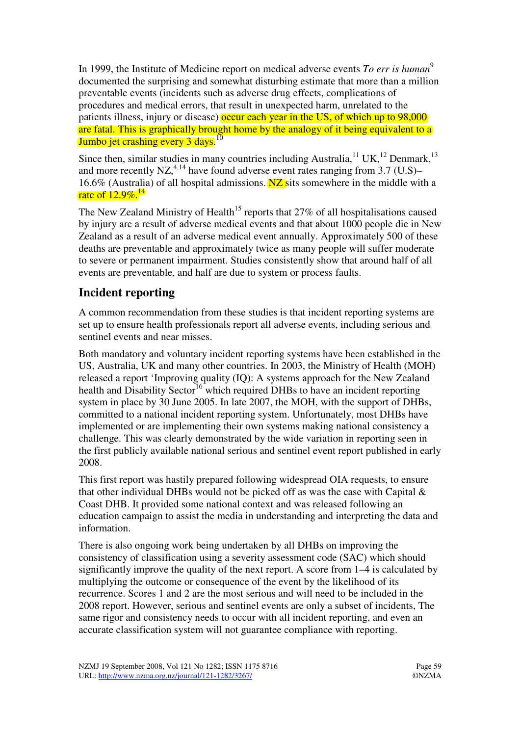In 1999, the Institute of Medicine report on medical adverse events *To err is human*[9] documented the surprising and somewhat disturbing estimate that more than a million preventable events (incidents such as adverse drug effects, complications of procedures and medical errors, that result in unexpected harm, unrelated to the patients illness, injury or disease) occur each year in the US, of which up to 98,000 are fatal. This is graphically brought home by the analogy of it being equivalent to a Jumbo jet crashing every 3 days.[10]

Since then, similar studies in many countries including Australia,[11] UK,[12] Denmark,[13] and more recently NZ,[4,14] have found adverse event rates ranging from 3.7 (U.S)–16.6% (Australia) of all hospital admissions. NZ sits somewhere in the middle with a rate of 12.9%.[14]

The New Zealand Ministry of Health[15] reports that 27% of all hospitalisations caused by injury are a result of adverse medical events and that about 1000 people die in New Zealand as a result of an adverse medical event annually. Approximately 500 of these deaths are preventable and approximately twice as many people will suffer moderate to severe or permanent impairment. Studies consistently show that around half of all events are preventable, and half are due to system or process faults.

## Incident reporting

A common recommendation from these studies is that incident reporting systems are set up to ensure health professionals report all adverse events, including serious and sentinel events and near misses.

Both mandatory and voluntary incident reporting systems have been established in the US, Australia, UK and many other countries. In 2003, the Ministry of Health (MOH) released a report 'Improving quality (IQ): A systems approach for the New Zealand health and Disability Sector[16] which required DHBs to have an incident reporting system in place by 30 June 2005. In late 2007, the MOH, with the support of DHBs, committed to a national incident reporting system. Unfortunately, most DHBs have implemented or are implementing their own systems making national consistency a challenge. This was clearly demonstrated by the wide variation in reporting seen in the first publicly available national serious and sentinel event report published in early 2008.

This first report was hastily prepared following widespread OIA requests, to ensure that other individual DHBs would not be picked off as was the case with Capital & Coast DHB. It provided some national context and was released following an education campaign to assist the media in understanding and interpreting the data and information.

There is also ongoing work being undertaken by all DHBs on improving the consistency of classification using a severity assessment code (SAC) which should significantly improve the quality of the next report. A score from 1–4 is calculated by multiplying the outcome or consequence of the event by the likelihood of its recurrence. Scores 1 and 2 are the most serious and will need to be included in the 2008 report. However, serious and sentinel events are only a subset of incidents, The same rigor and consistency needs to occur with all incident reporting, and even an accurate classification system will not guarantee compliance with reporting.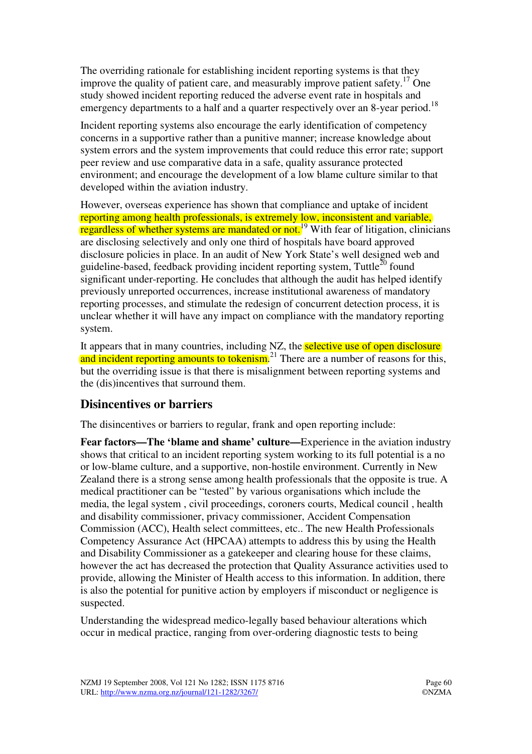The overriding rationale for establishing incident reporting systems is that they improve the quality of patient care, and measurably improve patient safety.[17] One study showed incident reporting reduced the adverse event rate in hospitals and emergency departments to a half and a quarter respectively over an 8-year period.[18]

Incident reporting systems also encourage the early identification of competency concerns in a supportive rather than a punitive manner; increase knowledge about system errors and the system improvements that could reduce this error rate; support peer review and use comparative data in a safe, quality assurance protected environment; and encourage the development of a low blame culture similar to that developed within the aviation industry.

However, overseas experience has shown that compliance and uptake of incident reporting among health professionals, is extremely low, inconsistent and variable, regardless of whether systems are mandated or not.[19] With fear of litigation, clinicians are disclosing selectively and only one third of hospitals have board approved disclosure policies in place. In an audit of New York State's well designed web and guideline-based, feedback providing incident reporting system, Tuttle[20] found significant under-reporting. He concludes that although the audit has helped identify previously unreported occurrences, increase institutional awareness of mandatory reporting processes, and stimulate the redesign of concurrent detection process, it is unclear whether it will have any impact on compliance with the mandatory reporting system.

It appears that in many countries, including NZ, the selective use of open disclosure and incident reporting amounts to tokenism.[21] There are a number of reasons for this, but the overriding issue is that there is misalignment between reporting systems and the (dis)incentives that surround them.

## Disincentives or barriers

The disincentives or barriers to regular, frank and open reporting include:

**Fear factors—The 'blame and shame' culture—**Experience in the aviation industry shows that critical to an incident reporting system working to its full potential is a no or low-blame culture, and a supportive, non-hostile environment. Currently in New Zealand there is a strong sense among health professionals that the opposite is true. A medical practitioner can be "tested" by various organisations which include the media, the legal system , civil proceedings, coroners courts, Medical council , health and disability commissioner, privacy commissioner, Accident Compensation Commission (ACC), Health select committees, etc.. The new Health Professionals Competency Assurance Act (HPCAA) attempts to address this by using the Health and Disability Commissioner as a gatekeeper and clearing house for these claims, however the act has decreased the protection that Quality Assurance activities used to provide, allowing the Minister of Health access to this information. In addition, there is also the potential for punitive action by employers if misconduct or negligence is suspected.

Understanding the widespread medico-legally based behaviour alterations which occur in medical practice, ranging from over-ordering diagnostic tests to being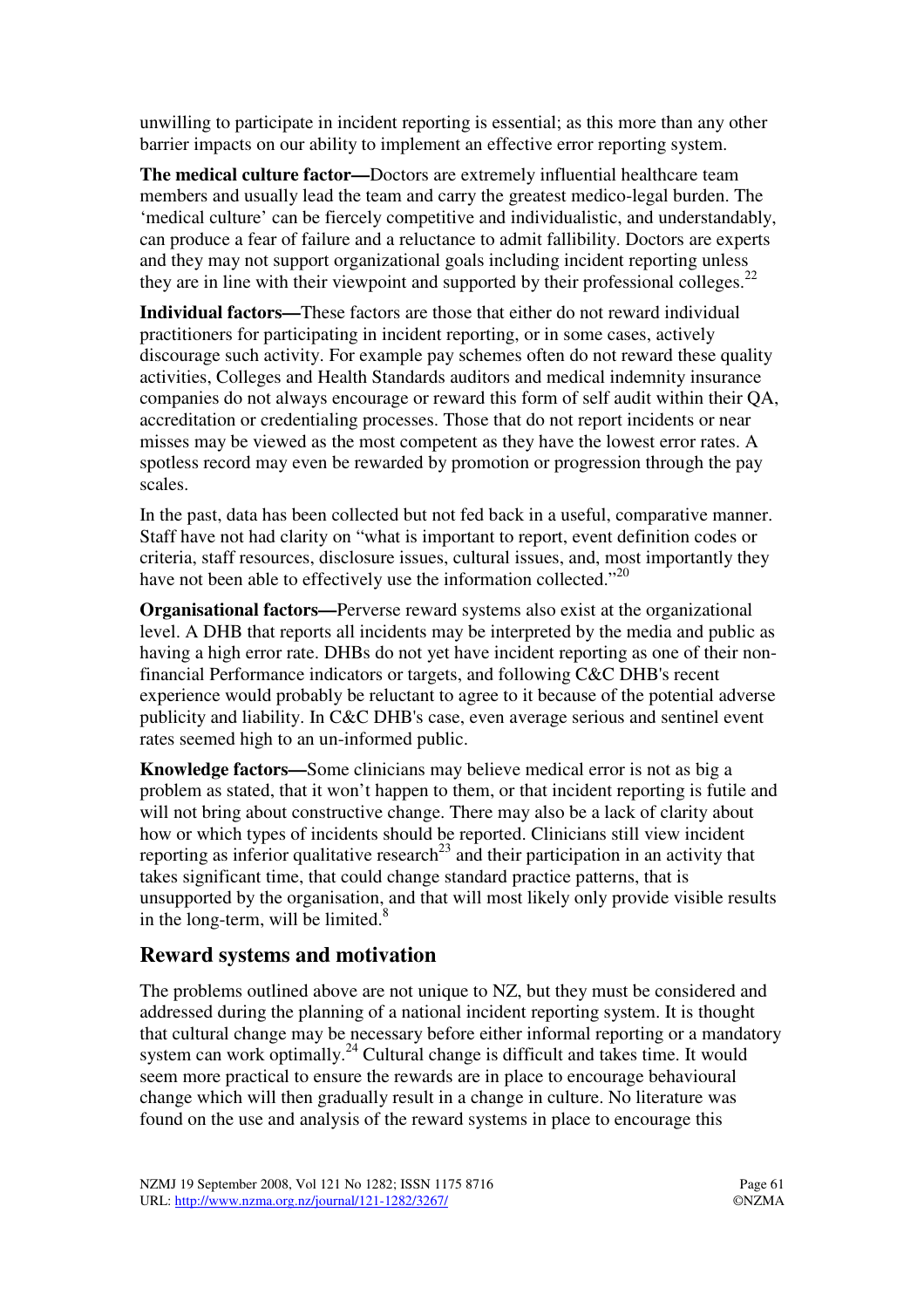unwilling to participate in incident reporting is essential; as this more than any other barrier impacts on our ability to implement an effective error reporting system.

**The medical culture factor—**Doctors are extremely influential healthcare team members and usually lead the team and carry the greatest medico-legal burden. The 'medical culture' can be fiercely competitive and individualistic, and understandably, can produce a fear of failure and a reluctance to admit fallibility. Doctors are experts and they may not support organizational goals including incident reporting unless they are in line with their viewpoint and supported by their professional colleges.[22]

**Individual factors—**These factors are those that either do not reward individual practitioners for participating in incident reporting, or in some cases, actively discourage such activity. For example pay schemes often do not reward these quality activities, Colleges and Health Standards auditors and medical indemnity insurance companies do not always encourage or reward this form of self audit within their QA, accreditation or credentialing processes. Those that do not report incidents or near misses may be viewed as the most competent as they have the lowest error rates. A spotless record may even be rewarded by promotion or progression through the pay scales.

In the past, data has been collected but not fed back in a useful, comparative manner. Staff have not had clarity on "what is important to report, event definition codes or criteria, staff resources, disclosure issues, cultural issues, and, most importantly they have not been able to effectively use the information collected."[20]

**Organisational factors—**Perverse reward systems also exist at the organizational level. A DHB that reports all incidents may be interpreted by the media and public as having a high error rate. DHBs do not yet have incident reporting as one of their non-financial Performance indicators or targets, and following C&C DHB's recent experience would probably be reluctant to agree to it because of the potential adverse publicity and liability. In C&C DHB's case, even average serious and sentinel event rates seemed high to an un-informed public.

**Knowledge factors—**Some clinicians may believe medical error is not as big a problem as stated, that it won't happen to them, or that incident reporting is futile and will not bring about constructive change. There may also be a lack of clarity about how or which types of incidents should be reported. Clinicians still view incident reporting as inferior qualitative research[23] and their participation in an activity that takes significant time, that could change standard practice patterns, that is unsupported by the organisation, and that will most likely only provide visible results in the long-term, will be limited.[8]

## Reward systems and motivation

The problems outlined above are not unique to NZ, but they must be considered and addressed during the planning of a national incident reporting system. It is thought that cultural change may be necessary before either informal reporting or a mandatory system can work optimally.[24] Cultural change is difficult and takes time. It would seem more practical to ensure the rewards are in place to encourage behavioural change which will then gradually result in a change in culture. No literature was found on the use and analysis of the reward systems in place to encourage this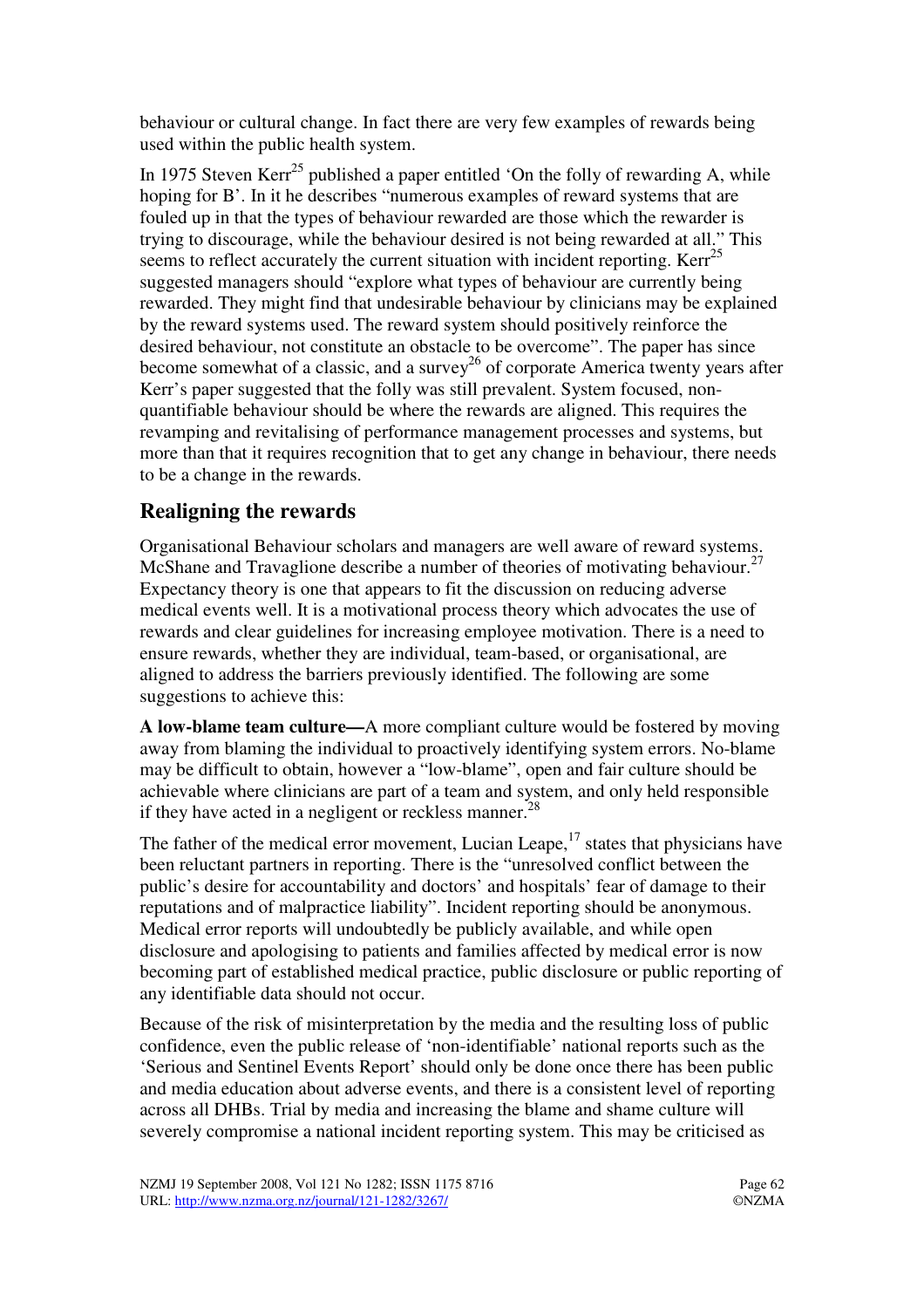behaviour or cultural change. In fact there are very few examples of rewards being used within the public health system.

In 1975 Steven Kerr[25] published a paper entitled 'On the folly of rewarding A, while hoping for B'. In it he describes "numerous examples of reward systems that are fouled up in that the types of behaviour rewarded are those which the rewarder is trying to discourage, while the behaviour desired is not being rewarded at all." This seems to reflect accurately the current situation with incident reporting. Kerr[25] suggested managers should "explore what types of behaviour are currently being rewarded. They might find that undesirable behaviour by clinicians may be explained by the reward systems used. The reward system should positively reinforce the desired behaviour, not constitute an obstacle to be overcome". The paper has since become somewhat of a classic, and a survey[26] of corporate America twenty years after Kerr's paper suggested that the folly was still prevalent. System focused, non-quantifiable behaviour should be where the rewards are aligned. This requires the revamping and revitalising of performance management processes and systems, but more than that it requires recognition that to get any change in behaviour, there needs to be a change in the rewards.

## Realigning the rewards

Organisational Behaviour scholars and managers are well aware of reward systems. McShane and Travaglione describe a number of theories of motivating behaviour.[27] Expectancy theory is one that appears to fit the discussion on reducing adverse medical events well. It is a motivational process theory which advocates the use of rewards and clear guidelines for increasing employee motivation. There is a need to ensure rewards, whether they are individual, team-based, or organisational, are aligned to address the barriers previously identified. The following are some suggestions to achieve this:

**A low-blame team culture—**A more compliant culture would be fostered by moving away from blaming the individual to proactively identifying system errors. No-blame may be difficult to obtain, however a "low-blame", open and fair culture should be achievable where clinicians are part of a team and system, and only held responsible if they have acted in a negligent or reckless manner.[28]

The father of the medical error movement, Lucian Leape,[17] states that physicians have been reluctant partners in reporting. There is the "unresolved conflict between the public's desire for accountability and doctors' and hospitals' fear of damage to their reputations and of malpractice liability". Incident reporting should be anonymous. Medical error reports will undoubtedly be publicly available, and while open disclosure and apologising to patients and families affected by medical error is now becoming part of established medical practice, public disclosure or public reporting of any identifiable data should not occur.

Because of the risk of misinterpretation by the media and the resulting loss of public confidence, even the public release of 'non-identifiable' national reports such as the 'Serious and Sentinel Events Report' should only be done once there has been public and media education about adverse events, and there is a consistent level of reporting across all DHBs. Trial by media and increasing the blame and shame culture will severely compromise a national incident reporting system. This may be criticised as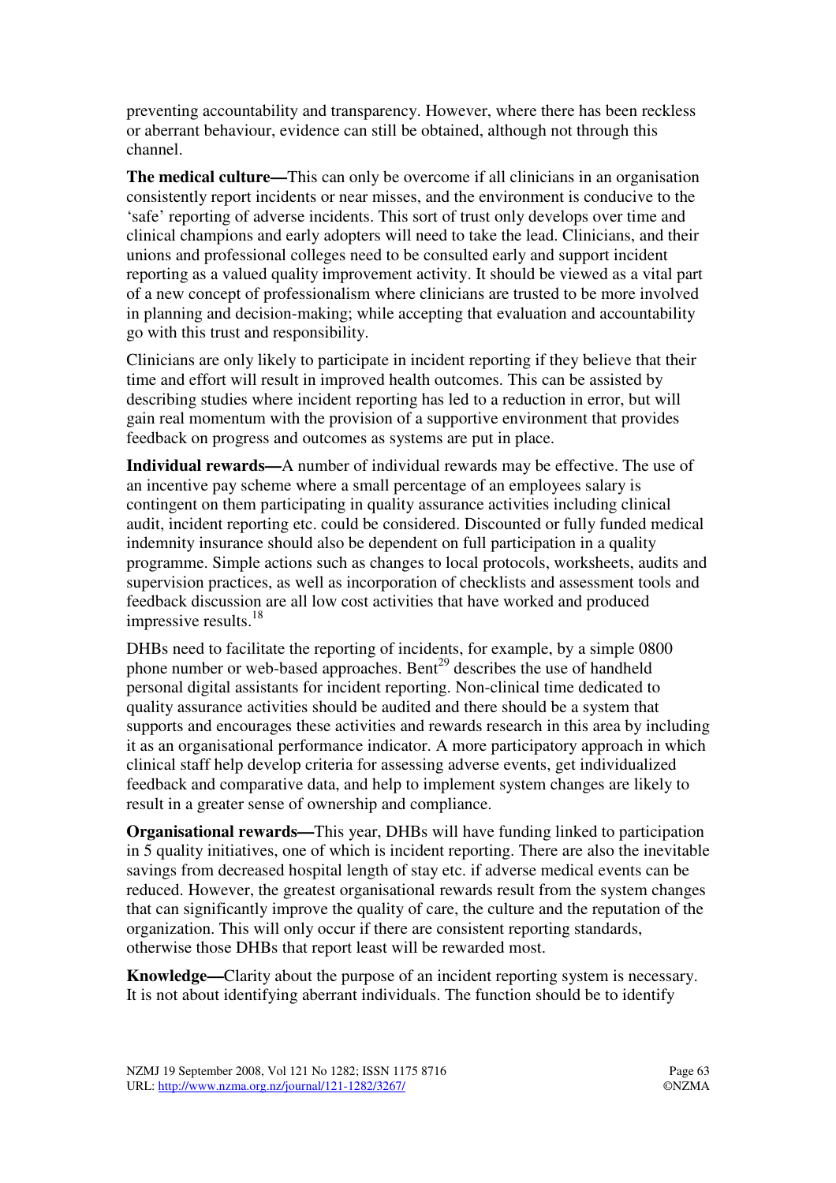preventing accountability and transparency. However, where there has been reckless or aberrant behaviour, evidence can still be obtained, although not through this channel.

**The medical culture—**This can only be overcome if all clinicians in an organisation consistently report incidents or near misses, and the environment is conducive to the 'safe' reporting of adverse incidents. This sort of trust only develops over time and clinical champions and early adopters will need to take the lead. Clinicians, and their unions and professional colleges need to be consulted early and support incident reporting as a valued quality improvement activity. It should be viewed as a vital part of a new concept of professionalism where clinicians are trusted to be more involved in planning and decision-making; while accepting that evaluation and accountability go with this trust and responsibility.

Clinicians are only likely to participate in incident reporting if they believe that their time and effort will result in improved health outcomes. This can be assisted by describing studies where incident reporting has led to a reduction in error, but will gain real momentum with the provision of a supportive environment that provides feedback on progress and outcomes as systems are put in place.

**Individual rewards—**A number of individual rewards may be effective. The use of an incentive pay scheme where a small percentage of an employees salary is contingent on them participating in quality assurance activities including clinical audit, incident reporting etc. could be considered. Discounted or fully funded medical indemnity insurance should also be dependent on full participation in a quality programme. Simple actions such as changes to local protocols, worksheets, audits and supervision practices, as well as incorporation of checklists and assessment tools and feedback discussion are all low cost activities that have worked and produced impressive results.[18]

DHBs need to facilitate the reporting of incidents, for example, by a simple 0800 phone number or web-based approaches. Bent[29] describes the use of handheld personal digital assistants for incident reporting. Non-clinical time dedicated to quality assurance activities should be audited and there should be a system that supports and encourages these activities and rewards research in this area by including it as an organisational performance indicator. A more participatory approach in which clinical staff help develop criteria for assessing adverse events, get individualized feedback and comparative data, and help to implement system changes are likely to result in a greater sense of ownership and compliance.

**Organisational rewards—**This year, DHBs will have funding linked to participation in 5 quality initiatives, one of which is incident reporting. There are also the inevitable savings from decreased hospital length of stay etc. if adverse medical events can be reduced. However, the greatest organisational rewards result from the system changes that can significantly improve the quality of care, the culture and the reputation of the organization. This will only occur if there are consistent reporting standards, otherwise those DHBs that report least will be rewarded most.

**Knowledge—**Clarity about the purpose of an incident reporting system is necessary. It is not about identifying aberrant individuals. The function should be to identify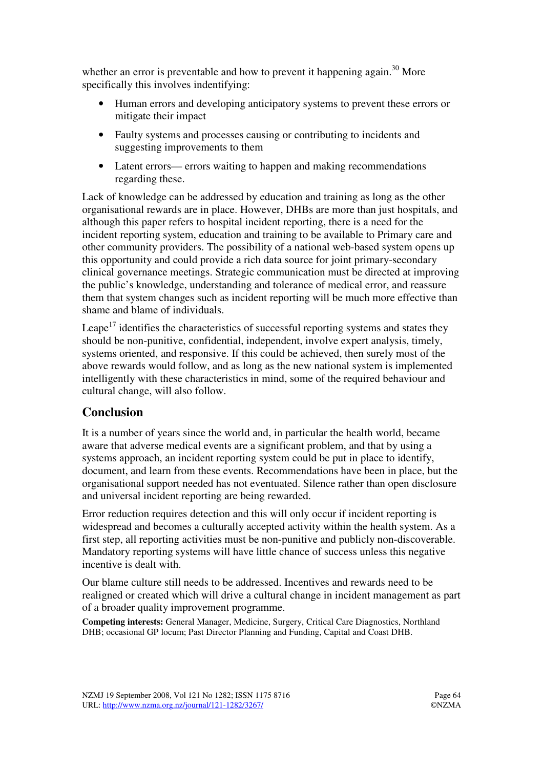whether an error is preventable and how to prevent it happening again.[30] More specifically this involves indentifying:

- Human errors and developing anticipatory systems to prevent these errors or mitigate their impact
- Faulty systems and processes causing or contributing to incidents and suggesting improvements to them
- Latent errors— errors waiting to happen and making recommendations regarding these.

Lack of knowledge can be addressed by education and training as long as the other organisational rewards are in place. However, DHBs are more than just hospitals, and although this paper refers to hospital incident reporting, there is a need for the incident reporting system, education and training to be available to Primary care and other community providers. The possibility of a national web-based system opens up this opportunity and could provide a rich data source for joint primary-secondary clinical governance meetings. Strategic communication must be directed at improving the public's knowledge, understanding and tolerance of medical error, and reassure them that system changes such as incident reporting will be much more effective than shame and blame of individuals.

Leape[17] identifies the characteristics of successful reporting systems and states they should be non-punitive, confidential, independent, involve expert analysis, timely, systems oriented, and responsive. If this could be achieved, then surely most of the above rewards would follow, and as long as the new national system is implemented intelligently with these characteristics in mind, some of the required behaviour and cultural change, will also follow.

## Conclusion

It is a number of years since the world and, in particular the health world, became aware that adverse medical events are a significant problem, and that by using a systems approach, an incident reporting system could be put in place to identify, document, and learn from these events. Recommendations have been in place, but the organisational support needed has not eventuated. Silence rather than open disclosure and universal incident reporting are being rewarded.

Error reduction requires detection and this will only occur if incident reporting is widespread and becomes a culturally accepted activity within the health system. As a first step, all reporting activities must be non-punitive and publicly non-discoverable. Mandatory reporting systems will have little chance of success unless this negative incentive is dealt with.

Our blame culture still needs to be addressed. Incentives and rewards need to be realigned or created which will drive a cultural change in incident management as part of a broader quality improvement programme.

**Competing interests:** General Manager, Medicine, Surgery, Critical Care Diagnostics, Northland DHB; occasional GP locum; Past Director Planning and Funding, Capital and Coast DHB.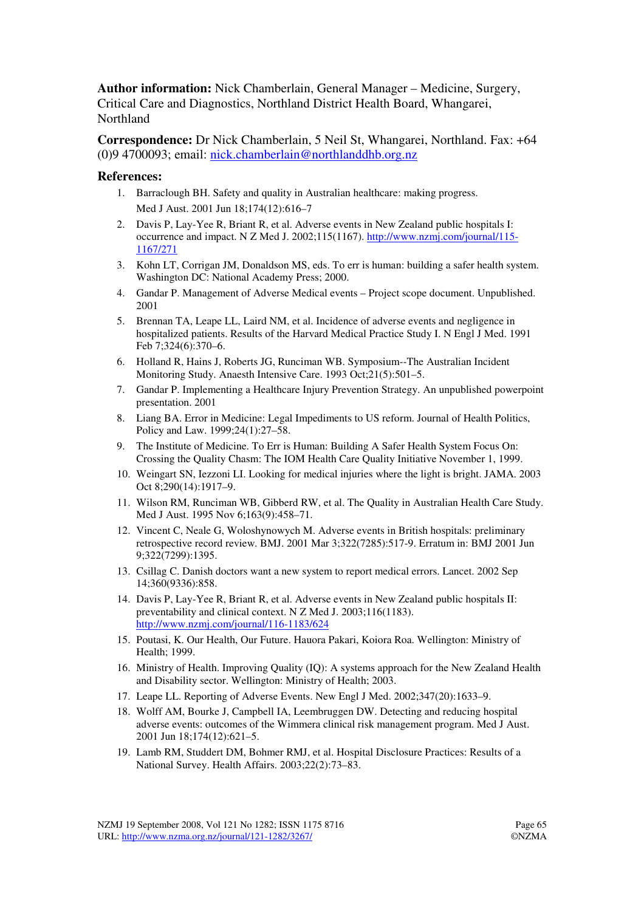**Author information:** Nick Chamberlain, General Manager – Medicine, Surgery, Critical Care and Diagnostics, Northland District Health Board, Whangarei, Northland

**Correspondence:** Dr Nick Chamberlain, 5 Neil St, Whangarei, Northland. Fax: +64 (0)9 4700093; email: nick.chamberlain@northlanddhb.org.nz

**References:**

1. Barraclough BH. Safety and quality in Australian healthcare: making progress. Med J Aust. 2001 Jun 18;174(12):616–7
2. Davis P, Lay-Yee R, Briant R, et al. Adverse events in New Zealand public hospitals I: occurrence and impact. N Z Med J. 2002;115(1167). http://www.nzmj.com/journal/115-1167/271
3. Kohn LT, Corrigan JM, Donaldson MS, eds. To err is human: building a safer health system. Washington DC: National Academy Press; 2000.
4. Gandar P. Management of Adverse Medical events – Project scope document. Unpublished. 2001
5. Brennan TA, Leape LL, Laird NM, et al. Incidence of adverse events and negligence in hospitalized patients. Results of the Harvard Medical Practice Study I. N Engl J Med. 1991 Feb 7;324(6):370–6.
6. Holland R, Hains J, Roberts JG, Runciman WB. Symposium--The Australian Incident Monitoring Study. Anaesth Intensive Care. 1993 Oct;21(5):501–5.
7. Gandar P. Implementing a Healthcare Injury Prevention Strategy. An unpublished powerpoint presentation. 2001
8. Liang BA. Error in Medicine: Legal Impediments to US reform. Journal of Health Politics, Policy and Law. 1999;24(1):27–58.
9. The Institute of Medicine. To Err is Human: Building A Safer Health System Focus On: Crossing the Quality Chasm: The IOM Health Care Quality Initiative November 1, 1999.
10. Weingart SN, Iezzoni LI. Looking for medical injuries where the light is bright. JAMA. 2003 Oct 8;290(14):1917–9.
11. Wilson RM, Runciman WB, Gibberd RW, et al. The Quality in Australian Health Care Study. Med J Aust. 1995 Nov 6;163(9):458–71.
12. Vincent C, Neale G, Woloshynowych M. Adverse events in British hospitals: preliminary retrospective record review. BMJ. 2001 Mar 3;322(7285):517-9. Erratum in: BMJ 2001 Jun 9;322(7299):1395.
13. Csillag C. Danish doctors want a new system to report medical errors. Lancet. 2002 Sep 14;360(9336):858.
14. Davis P, Lay-Yee R, Briant R, et al. Adverse events in New Zealand public hospitals II: preventability and clinical context. N Z Med J. 2003;116(1183). http://www.nzmj.com/journal/116-1183/624
15. Poutasi, K. Our Health, Our Future. Hauora Pakari, Koiora Roa. Wellington: Ministry of Health; 1999.
16. Ministry of Health. Improving Quality (IQ): A systems approach for the New Zealand Health and Disability sector. Wellington: Ministry of Health; 2003.
17. Leape LL. Reporting of Adverse Events. New Engl J Med. 2002;347(20):1633–9.
18. Wolff AM, Bourke J, Campbell IA, Leembruggen DW. Detecting and reducing hospital adverse events: outcomes of the Wimmera clinical risk management program. Med J Aust. 2001 Jun 18;174(12):621–5.
19. Lamb RM, Studdert DM, Bohmer RMJ, et al. Hospital Disclosure Practices: Results of a National Survey. Health Affairs. 2003;22(2):73–83.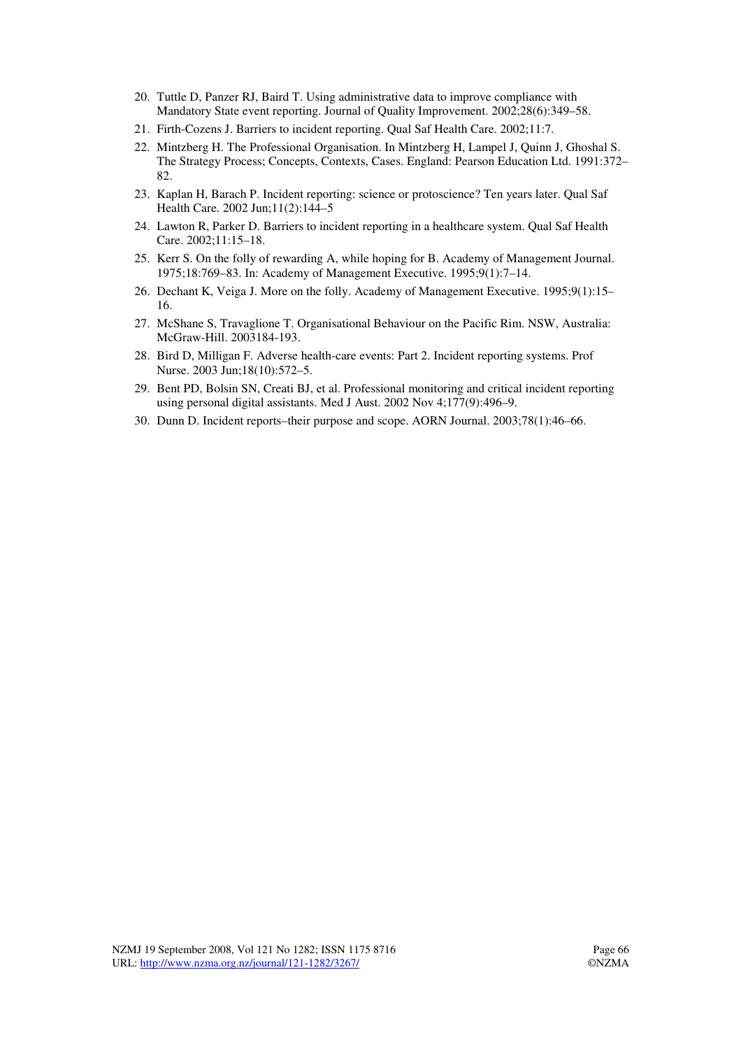20. Tuttle D, Panzer RJ, Baird T. Using administrative data to improve compliance with Mandatory State event reporting. Journal of Quality Improvement. 2002;28(6):349–58.
21. Firth-Cozens J. Barriers to incident reporting. Qual Saf Health Care. 2002;11:7.
22. Mintzberg H. The Professional Organisation. In Mintzberg H, Lampel J, Quinn J, Ghoshal S. The Strategy Process; Concepts, Contexts, Cases. England: Pearson Education Ltd. 1991:372–82.
23. Kaplan H, Barach P. Incident reporting: science or protoscience? Ten years later. Qual Saf Health Care. 2002 Jun;11(2):144–5
24. Lawton R, Parker D. Barriers to incident reporting in a healthcare system. Qual Saf Health Care. 2002;11:15–18.
25. Kerr S. On the folly of rewarding A, while hoping for B. Academy of Management Journal. 1975;18:769–83. In: Academy of Management Executive. 1995;9(1):7–14.
26. Dechant K, Veiga J. More on the folly. Academy of Management Executive. 1995;9(1):15–16.
27. McShane S, Travaglione T. Organisational Behaviour on the Pacific Rim. NSW, Australia: McGraw-Hill. 2003184-193.
28. Bird D, Milligan F. Adverse health-care events: Part 2. Incident reporting systems. Prof Nurse. 2003 Jun;18(10):572–5.
29. Bent PD, Bolsin SN, Creati BJ, et al. Professional monitoring and critical incident reporting using personal digital assistants. Med J Aust. 2002 Nov 4;177(9):496–9.
30. Dunn D. Incident reports–their purpose and scope. AORN Journal. 2003;78(1):46–66.